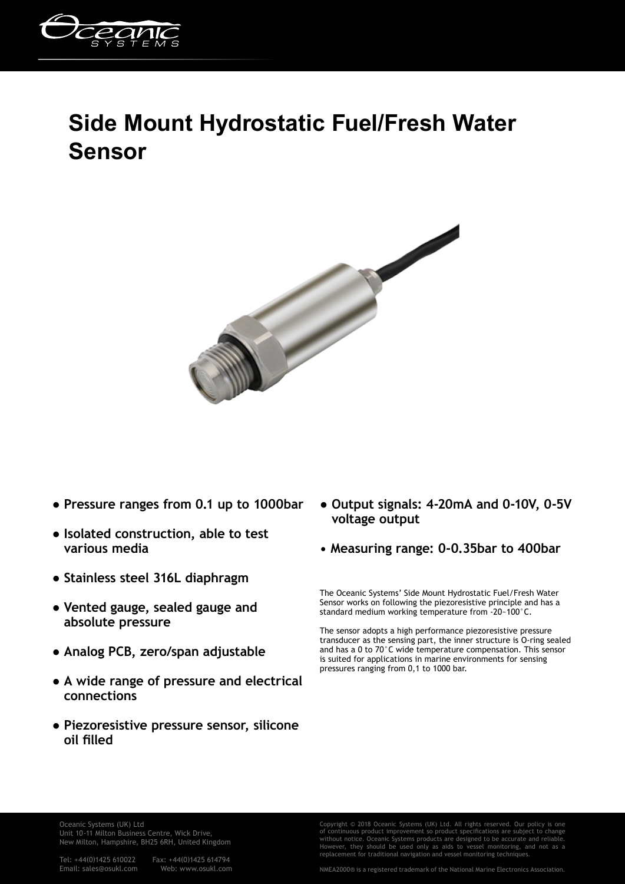# Side Mount Hydrostatic Fuel/Fresh Water Sensor

- **Pressure ranges from 0.1 up to 1000bar**
- **Isolated construction, able to test various media**
- **Stainless steel 316L diaphragm**
- **Vented gauge, sealed gauge and absolute pressure**
- **Analog PCB, zero/span adjustable**
- **A wide range of pressure and electrical connections**
- **Piezoresistive pressure sensor, silicone oil filled**
- **Output signals: 4-20mA and 0-10V, 0-5V voltage output**
- **Measuring range: 0-0.35bar to 400bar**

The Oceanic Systems' Side Mount Hydrostatic Fuel/Fresh Water Sensor works on following the piezoresistive principle and has a standard medium working temperature from -20~100°C.

The sensor adopts a high performance piezoresistive pressure transducer as the sensing part, the inner structure is O-ring sealed and has a 0 to 70°C wide temperature compensation. This sensor is suited for applications in marine environments for sensing pressures ranging from 0,1 to 1000 bar.

Oceanic Systems (UK) Ltd
Unit 10-11 Milton Business Centre, Wick Drive,
New Milton, Hampshire, BH25 6RH, United Kingdom

Tel: +44(0)1425 610022 Fax: +44(0)1425 614794
Email: sales@osukl.com Web: www.osukl.com

Copyright © 2018 Oceanic Systems (UK) Ltd. All rights reserved. Our policy is one of continuous product improvement so product specifications are subject to change without notice. Oceanic Systems products are designed to be accurate and reliable. However, they should be used only as aids to vessel monitoring, and not as a replacement for traditional navigation and vessel monitoring techniques.

NMEA2000® is a registered trademark of the National Marine Electronics Association.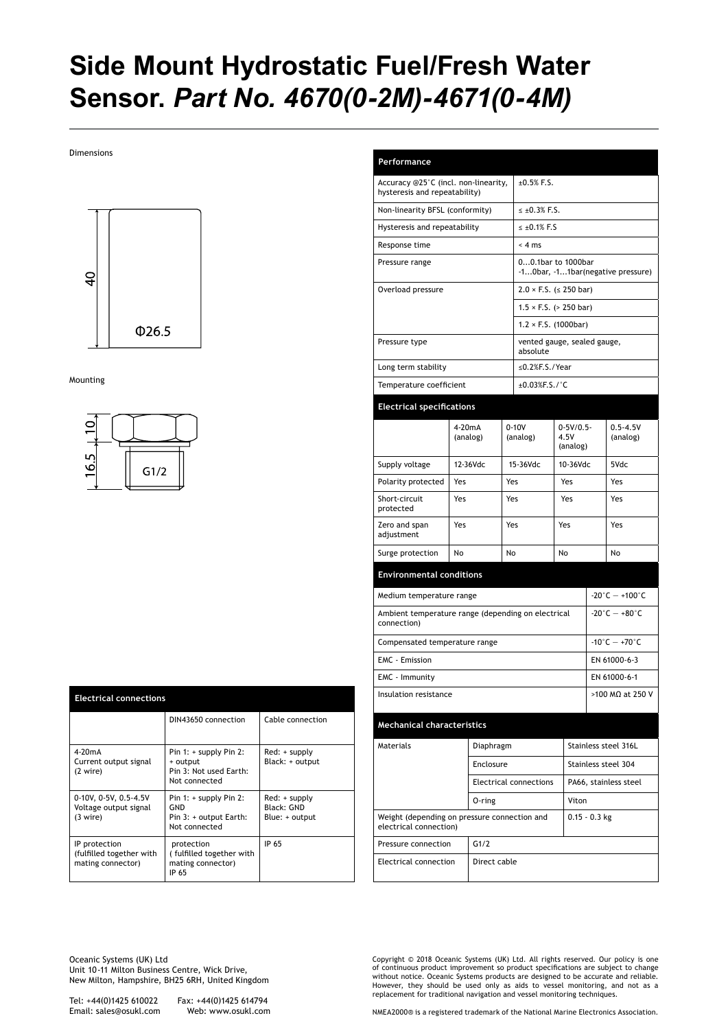# Side Mount Hydrostatic Fuel/Fresh Water Sensor. *Part No. 4670(0-2M)-4671(0-4M)*

Dimensions

40

Φ26.5

Mounting

10

16.5

G1/2

| Electrical connections | | |
|---|---|---|
| | DIN43650 connection | Cable connection |
| 4-20mA Current output signal (2 wire) | Pin 1: + supply Pin 2: + output Pin 3: Not used Earth: Not connected | Red: + supply Black: + output |
| 0-10V, 0-5V, 0.5-4.5V Voltage output signal (3 wire) | Pin 1: + supply Pin 2: GND Pin 3: + output Earth: Not connected | Red: + supply Black: GND Blue: + output |
| IP protection (fulfilled together with mating connector) | protection ( fulfilled together with mating connector) IP 65 | IP 65 |

| Performance | |
|---|---|
| Accuracy @25°C (incl. non-linearity, hysteresis and repeatability) | ±0.5% F.S. |
| Non-linearity BFSL (conformity) | ≤ ±0.3% F.S. |
| Hysteresis and repeatability | ≤ ±0.1% F.S |
| Response time | < 4 ms |
| Pressure range | 0...0.1bar to 1000bar -1...0bar, -1...1bar(negative pressure) |
| Overload pressure | 2.0 × F.S. (≤ 250 bar) |
| | 1.5 × F.S. (> 250 bar) |
| | 1.2 × F.S. (1000bar) |
| Pressure type | vented gauge, sealed gauge, absolute |
| Long term stability | ≤0.2%F.S./Year |
| Temperature coefficient | ±0.03%F.S./°C |

| Electrical specifications | | | | |
|---|---|---|---|---|
| | 4-20mA (analog) | 0-10V (analog) | 0-5V/0.5-4.5V (analog) | 0.5-4.5V (analog) |
| Supply voltage | 12-36Vdc | 15-36Vdc | 10-36Vdc | 5Vdc |
| Polarity protected | Yes | Yes | Yes | Yes |
| Short-circuit protected | Yes | Yes | Yes | Yes |
| Zero and span adjustment | Yes | Yes | Yes | Yes |
| Surge protection | No | No | No | No |

| Environmental conditions | |
|---|---|
| Medium temperature range | -20°C — +100°C |
| Ambient temperature range (depending on electrical connection) | -20°C — +80°C |
| Compensated temperature range | -10°C — +70°C |
| EMC - Emission | EN 61000-6-3 |
| EMC - Immunity | EN 61000-6-1 |
| Insulation resistance | >100 MΩ at 250 V |

| Mechanical characteristics | | |
|---|---|---|
| Materials | Diaphragm | Stainless steel 316L |
| | Enclosure | Stainless steel 304 |
| | Electrical connections | PA66, stainless steel |
| | O-ring | Viton |
| Weight (depending on pressure connection and electrical connection) | | 0.15 - 0.3 kg |
| Pressure connection | G1/2 | |
| Electrical connection | Direct cable | |

Oceanic Systems (UK) Ltd
Unit 10-11 Milton Business Centre, Wick Drive,
New Milton, Hampshire, BH25 6RH, United Kingdom

Tel: +44(0)1425 610022 Fax: +44(0)1425 614794
Email: sales@osukl.com Web: www.osukl.com

Copyright © 2018 Oceanic Systems (UK) Ltd. All rights reserved. Our policy is one of continuous product improvement so product specifications are subject to change without notice. Oceanic Systems products are designed to be accurate and reliable. However, they should be used only as aids to vessel monitoring, and not as a replacement for traditional navigation and vessel monitoring techniques.

NMEA2000® is a registered trademark of the National Marine Electronics Association.